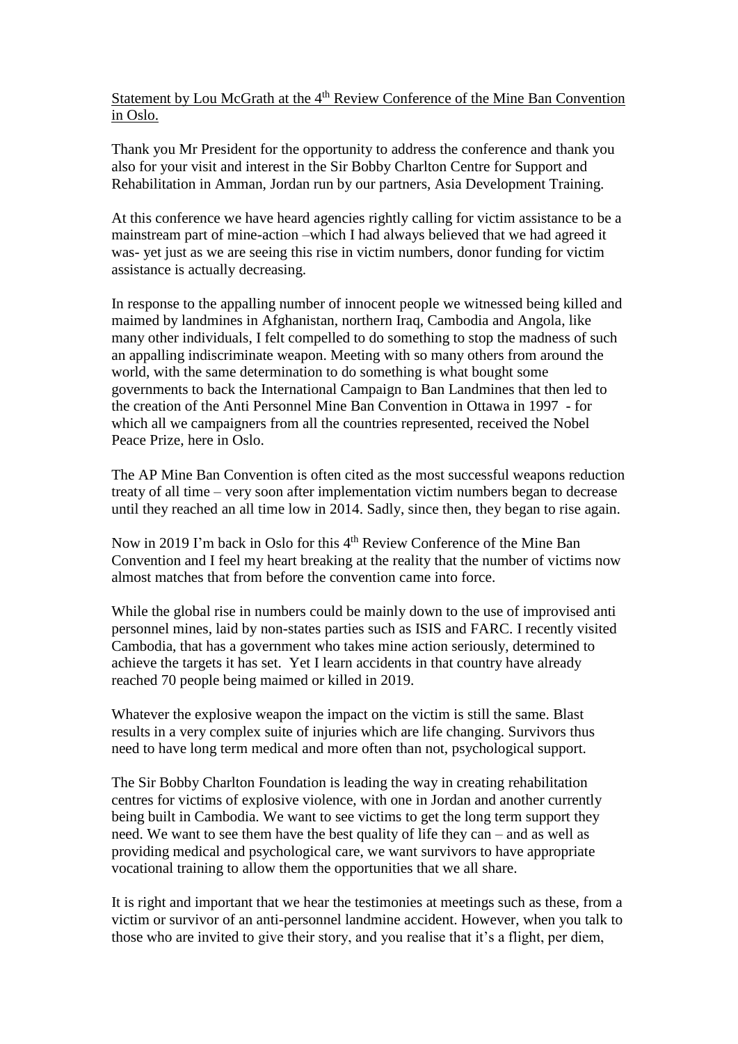Statement by Lou McGrath at the 4th Review Conference of the Mine Ban Convention in Oslo.

Thank you Mr President for the opportunity to address the conference and thank you also for your visit and interest in the Sir Bobby Charlton Centre for Support and Rehabilitation in Amman, Jordan run by our partners, Asia Development Training.

At this conference we have heard agencies rightly calling for victim assistance to be a mainstream part of mine-action –which I had always believed that we had agreed it was- yet just as we are seeing this rise in victim numbers, donor funding for victim assistance is actually decreasing.

In response to the appalling number of innocent people we witnessed being killed and maimed by landmines in Afghanistan, northern Iraq, Cambodia and Angola, like many other individuals, I felt compelled to do something to stop the madness of such an appalling indiscriminate weapon. Meeting with so many others from around the world, with the same determination to do something is what bought some governments to back the International Campaign to Ban Landmines that then led to the creation of the Anti Personnel Mine Ban Convention in Ottawa in 1997 - for which all we campaigners from all the countries represented, received the Nobel Peace Prize, here in Oslo.

The AP Mine Ban Convention is often cited as the most successful weapons reduction treaty of all time – very soon after implementation victim numbers began to decrease until they reached an all time low in 2014. Sadly, since then, they began to rise again.

Now in 2019 I'm back in Oslo for this 4th Review Conference of the Mine Ban Convention and I feel my heart breaking at the reality that the number of victims now almost matches that from before the convention came into force.

While the global rise in numbers could be mainly down to the use of improvised anti personnel mines, laid by non-states parties such as ISIS and FARC. I recently visited Cambodia, that has a government who takes mine action seriously, determined to achieve the targets it has set. Yet I learn accidents in that country have already reached 70 people being maimed or killed in 2019.

Whatever the explosive weapon the impact on the victim is still the same. Blast results in a very complex suite of injuries which are life changing. Survivors thus need to have long term medical and more often than not, psychological support.

The Sir Bobby Charlton Foundation is leading the way in creating rehabilitation centres for victims of explosive violence, with one in Jordan and another currently being built in Cambodia. We want to see victims to get the long term support they need. We want to see them have the best quality of life they can – and as well as providing medical and psychological care, we want survivors to have appropriate vocational training to allow them the opportunities that we all share.

It is right and important that we hear the testimonies at meetings such as these, from a victim or survivor of an anti-personnel landmine accident. However, when you talk to those who are invited to give their story, and you realise that it's a flight, per diem,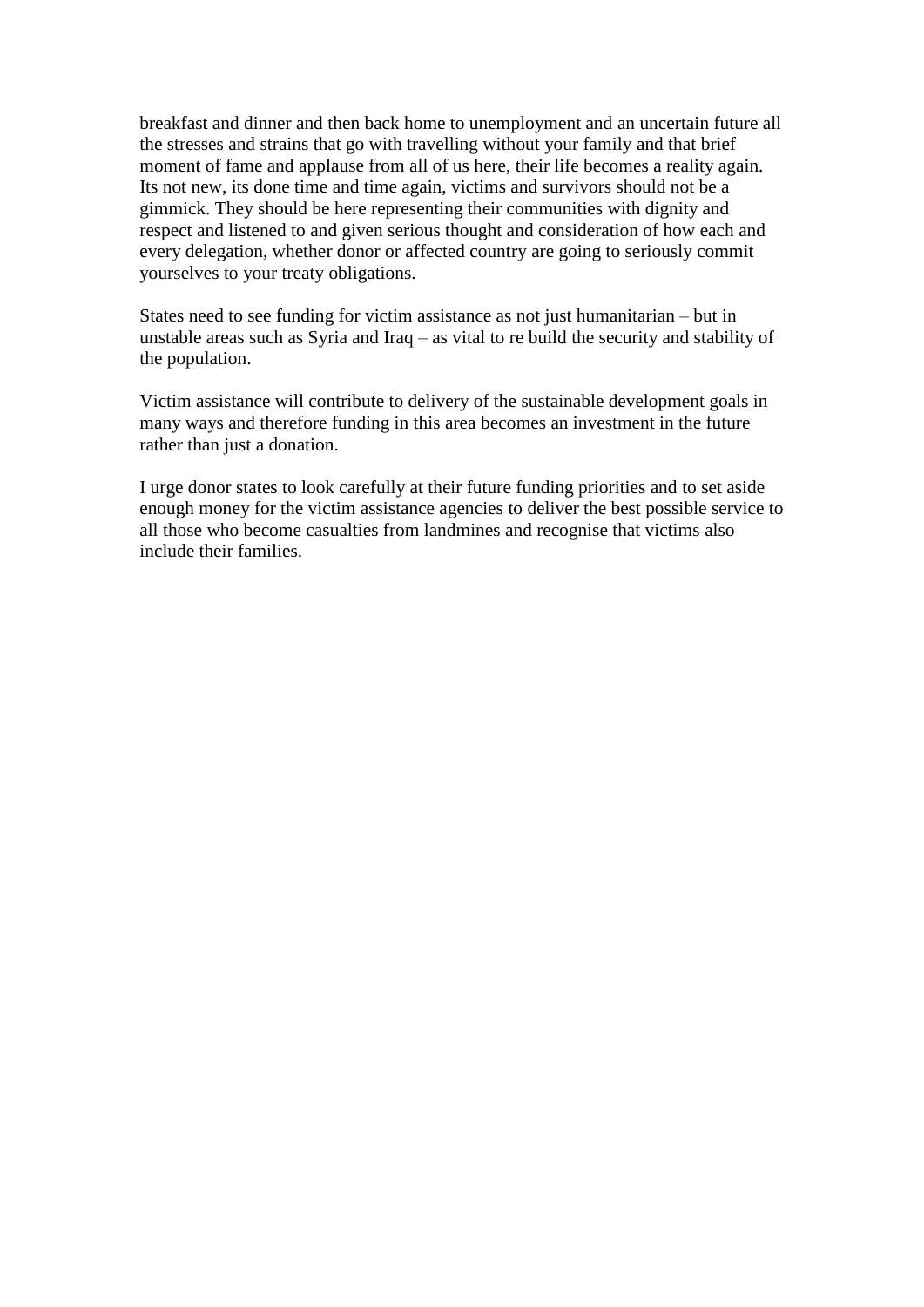breakfast and dinner and then back home to unemployment and an uncertain future all the stresses and strains that go with travelling without your family and that brief moment of fame and applause from all of us here, their life becomes a reality again. Its not new, its done time and time again, victims and survivors should not be a gimmick. They should be here representing their communities with dignity and respect and listened to and given serious thought and consideration of how each and every delegation, whether donor or affected country are going to seriously commit yourselves to your treaty obligations.

States need to see funding for victim assistance as not just humanitarian – but in unstable areas such as Syria and Iraq – as vital to re build the security and stability of the population.

Victim assistance will contribute to delivery of the sustainable development goals in many ways and therefore funding in this area becomes an investment in the future rather than just a donation.

I urge donor states to look carefully at their future funding priorities and to set aside enough money for the victim assistance agencies to deliver the best possible service to all those who become casualties from landmines and recognise that victims also include their families.